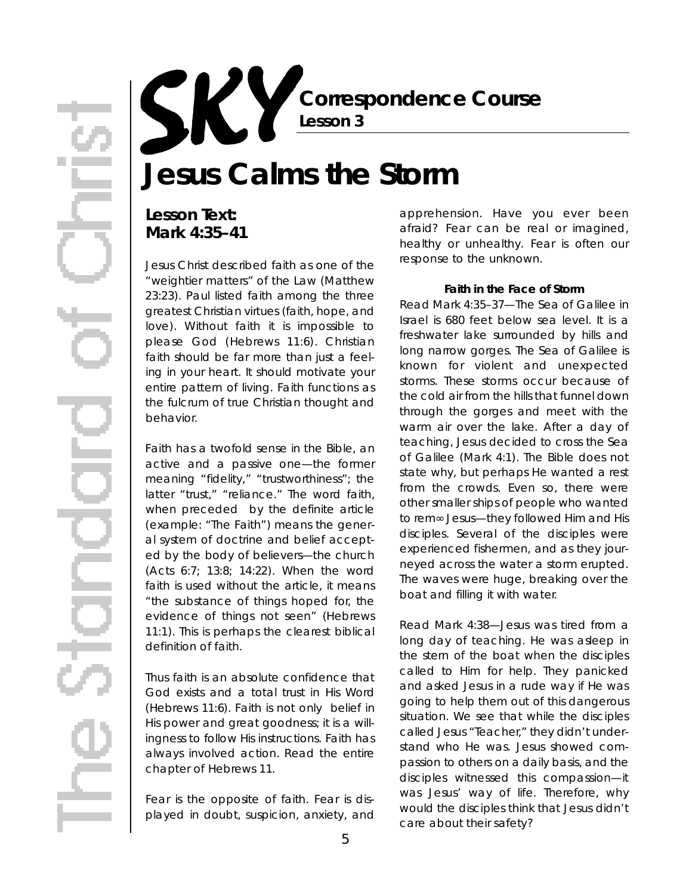# SKY Correspondence Course

**Lesson 3**

# Jesus Calms the Storm

## Lesson Text: Mark 4:35–41

Jesus Christ described faith as one of the "weightier matters" of the Law (Matthew 23:23). Paul listed faith among the three greatest Christian virtues (faith, hope, and love). Without faith it is impossible to please God (Hebrews 11:6). Christian faith should be far more than just a feeling in your heart. It should motivate your entire pattern of living. Faith functions as the fulcrum of true Christian thought and behavior.

Faith has a twofold sense in the Bible, an active and a passive one—the former meaning "fidelity," "trustworthiness"; the latter "trust," "reliance." The word faith, when preceded by the definite article (example: "The Faith") means the general system of doctrine and belief accepted by the body of believers—the church (Acts 6:7; 13:8; 14:22). When the word faith is used without the article, it means "the substance of things hoped for, the evidence of things not seen" (Hebrews 11:1). This is perhaps the clearest biblical definition of faith.

Thus faith is an absolute confidence that God exists and a total trust in His Word (Hebrews 11:6). Faith is not only belief in His power and great goodness; it is a willingness to follow His instructions. Faith has always involved action. Read the entire chapter of Hebrews 11.

Fear is the opposite of faith. Fear is displayed in doubt, suspicion, anxiety, and apprehension. Have you ever been afraid? Fear can be real or imagined, healthy or unhealthy. Fear is often our response to the unknown.

**Faith in the Face of Storm**

Read Mark 4:35–37—The Sea of Galilee in Israel is 680 feet below sea level. It is a freshwater lake surrounded by hills and long narrow gorges. The Sea of Galilee is known for violent and unexpected storms. These storms occur because of the cold air from the hills that funnel down through the gorges and meet with the warm air over the lake. After a day of teaching, Jesus decided to cross the Sea of Galilee (Mark 4:1). The Bible does not state why, but perhaps He wanted a rest from the crowds. Even so, there were other smaller ships of people who wanted to rem∞ Jesus—they followed Him and His disciples. Several of the disciples were experienced fishermen, and as they journeyed across the water a storm erupted. The waves were huge, breaking over the boat and filling it with water.

Read Mark 4:38—Jesus was tired from a long day of teaching. He was asleep in the stern of the boat when the disciples called to Him for help. They panicked and asked Jesus in a rude way if He was going to help them out of this dangerous situation. We see that while the disciples called Jesus "Teacher," they didn't understand who He was. Jesus showed compassion to others on a daily basis, and the disciples witnessed this compassion—it was Jesus' way of life. Therefore, why would the disciples think that Jesus didn't care about their safety?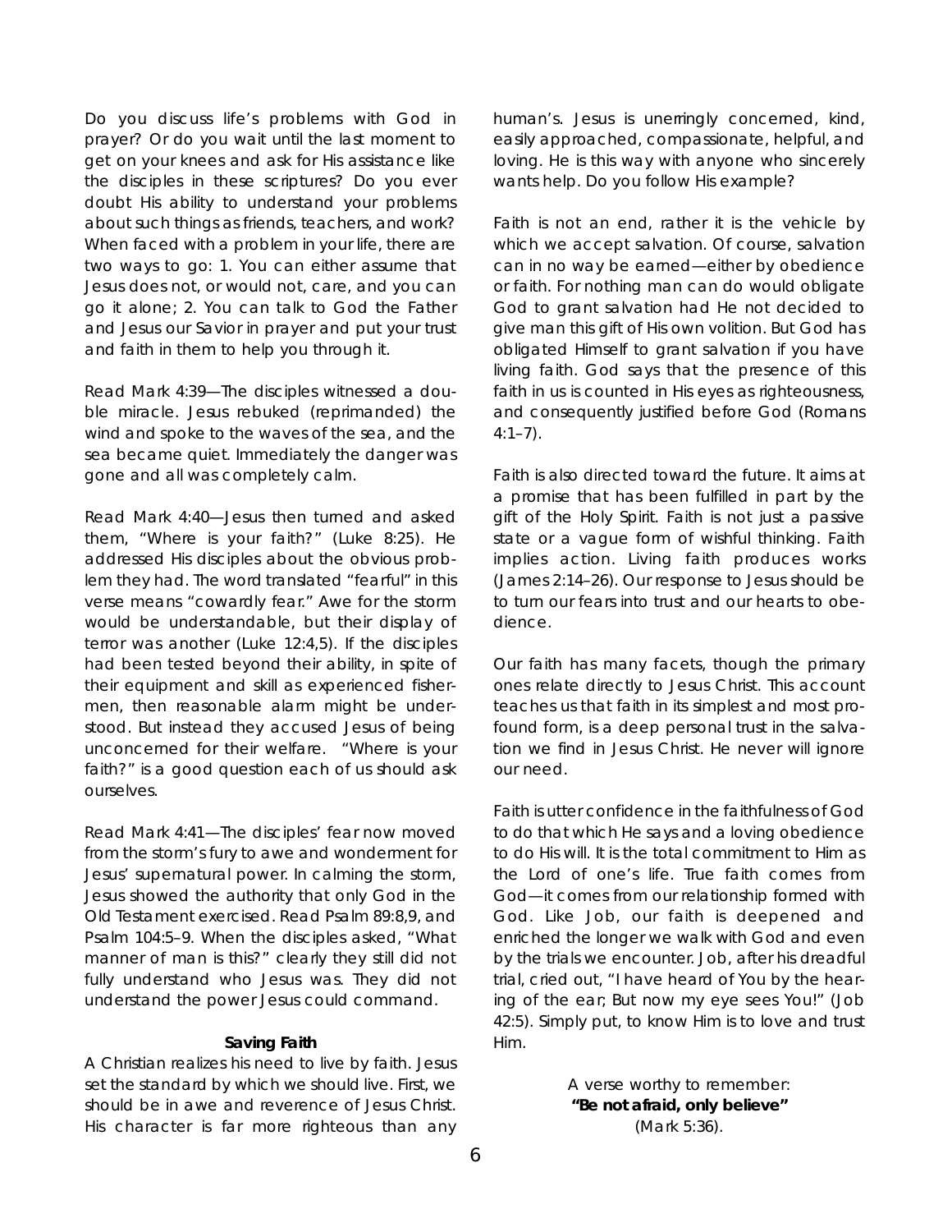Do you discuss life's problems with God in prayer? Or do you wait until the last moment to get on your knees and ask for His assistance like the disciples in these scriptures? Do you ever doubt His ability to understand your problems about such things as friends, teachers, and work? When faced with a problem in your life, there are two ways to go: 1. You can either assume that Jesus does not, or would not, care, and you can go it alone; 2. You can talk to God the Father and Jesus our Savior in prayer and put your trust and faith in them to help you through it.

Read Mark 4:39—The disciples witnessed a double miracle. Jesus rebuked (reprimanded) the wind and spoke to the waves of the sea, and the sea became quiet. Immediately the danger was gone and all was completely calm.

Read Mark 4:40—Jesus then turned and asked them, "Where is your faith?" (Luke 8:25). He addressed His disciples about the obvious problem they had. The word translated "fearful" in this verse means "cowardly fear." Awe for the storm would be understandable, but their display of terror was another (Luke 12:4,5). If the disciples had been tested beyond their ability, in spite of their equipment and skill as experienced fishermen, then reasonable alarm might be understood. But instead they accused Jesus of being unconcerned for their welfare. "Where is your faith?" is a good question each of us should ask ourselves.

Read Mark 4:41—The disciples' fear now moved from the storm's fury to awe and wonderment for Jesus' supernatural power. In calming the storm, Jesus showed the authority that only God in the Old Testament exercised. Read Psalm 89:8,9, and Psalm 104:5–9. When the disciples asked, "What manner of man is this?" clearly they still did not fully understand who Jesus was. They did not understand the power Jesus could command.

**Saving Faith**

A Christian realizes his need to live by faith. Jesus set the standard by which we should live. First, we should be in awe and reverence of Jesus Christ. His character is far more righteous than any human's. Jesus is unerringly concerned, kind, easily approached, compassionate, helpful, and loving. He is this way with anyone who sincerely wants help. Do you follow His example?

Faith is not an end, rather it is the vehicle by which we accept salvation. Of course, salvation can in no way be earned—either by obedience or faith. For nothing man can do would obligate God to grant salvation had He not decided to give man this gift of His own volition. But God has obligated Himself to grant salvation if you have living faith. God says that the presence of this faith in us is counted in His eyes as righteousness, and consequently justified before God (Romans 4:1–7).

Faith is also directed toward the future. It aims at a promise that has been fulfilled in part by the gift of the Holy Spirit. Faith is not just a passive state or a vague form of wishful thinking. Faith implies action. Living faith produces works (James 2:14–26). Our response to Jesus should be to turn our fears into trust and our hearts to obedience.

Our faith has many facets, though the primary ones relate directly to Jesus Christ. This account teaches us that faith in its simplest and most profound form, is a deep personal trust in the salvation we find in Jesus Christ. He never will ignore our need.

Faith is utter confidence in the faithfulness of God to do that which He says and a loving obedience to do His will. It is the total commitment to Him as the Lord of one's life. True faith comes from God—it comes from our relationship formed with God. Like Job, our faith is deepened and enriched the longer we walk with God and even by the trials we encounter. Job, after his dreadful trial, cried out, "I have heard of You by the hearing of the ear; But now my eye sees You!" (Job 42:5). Simply put, to know Him is to love and trust Him.

A verse worthy to remember:
**"Be not afraid, only believe"**
(Mark 5:36).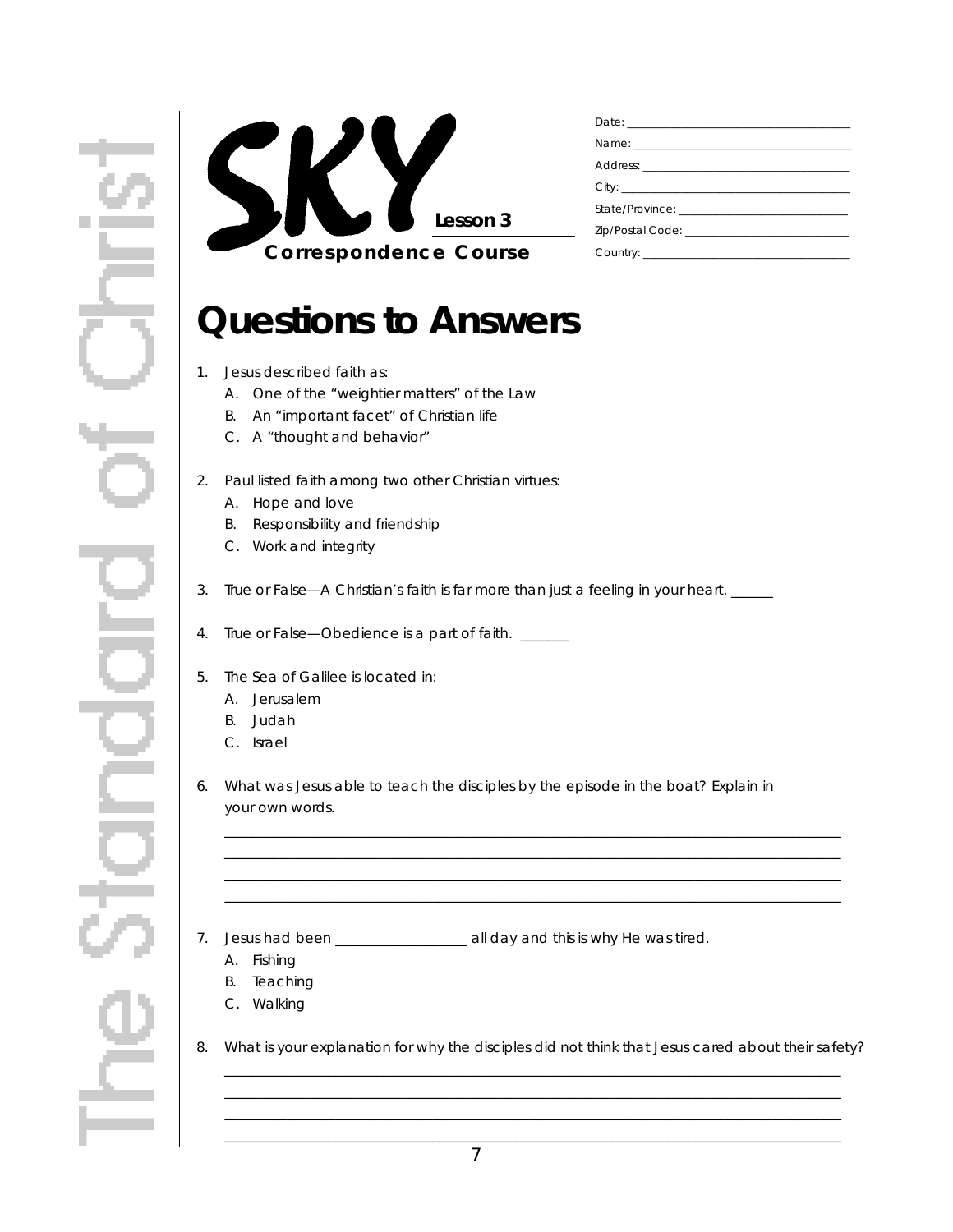# SKY Lesson 3

**Correspondence Course**

Date: ______________________

Name: ______________________

Address: ______________________

City: ______________________

State/Province: ______________________

Zip/Postal Code: ______________________

Country: ______________________

# Questions to Answers

1. Jesus described faith as:
   A. One of the "weightier matters" of the Law
   B. An "important facet" of Christian life
   C. A "thought and behavior"

2. Paul listed faith among two other Christian virtues:
   A. Hope and love
   B. Responsibility and friendship
   C. Work and integrity

3. True or False—A Christian's faith is far more than just a feeling in your heart. ______

4. True or False—Obedience is a part of faith. _______

5. The Sea of Galilee is located in:
   A. Jerusalem
   B. Judah
   C. Israel

6. What was Jesus able to teach the disciples by the episode in the boat? Explain in your own words.

   ______________________________________________________________________________

   ______________________________________________________________________________

   ______________________________________________________________________________

   ______________________________________________________________________________

7. Jesus had been __________________ all day and this is why He was tired.
   A. Fishing
   B. Teaching
   C. Walking

8. What is your explanation for why the disciples did not think that Jesus cared about their safety?

   ______________________________________________________________________________

   ______________________________________________________________________________

   ______________________________________________________________________________

   ______________________________________________________________________________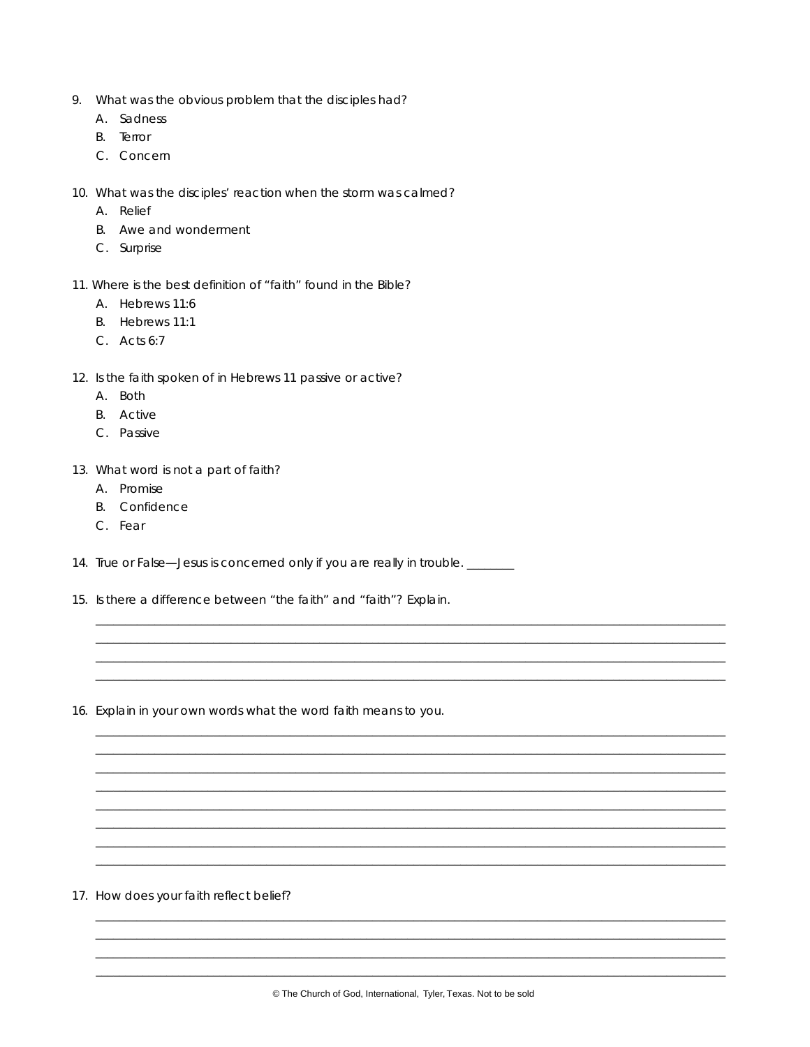9. What was the obvious problem that the disciples had?
   A. Sadness
   B. Terror
   C. Concern

10. What was the disciples' reaction when the storm was calmed?
    A. Relief
    B. Awe and wonderment
    C. Surprise

11. Where is the best definition of "faith" found in the Bible?
    A. Hebrews 11:6
    B. Hebrews 11:1
    C. Acts 6:7

12. Is the faith spoken of in Hebrews 11 passive or active?
    A. Both
    B. Active
    C. Passive

13. What word is not a part of faith?
    A. Promise
    B. Confidence
    C. Fear

14. True or False—Jesus is concerned only if you are really in trouble. ________

15. Is there a difference between "the faith" and "faith"? Explain.

________________________________________________________________________________
________________________________________________________________________________
________________________________________________________________________________
________________________________________________________________________________

16. Explain in your own words what the word faith means to you.

________________________________________________________________________________
________________________________________________________________________________
________________________________________________________________________________
________________________________________________________________________________
________________________________________________________________________________
________________________________________________________________________________
________________________________________________________________________________
________________________________________________________________________________

17. How does your faith reflect belief?

________________________________________________________________________________
________________________________________________________________________________
________________________________________________________________________________
________________________________________________________________________________

© The Church of God, International, Tyler, Texas. Not to be sold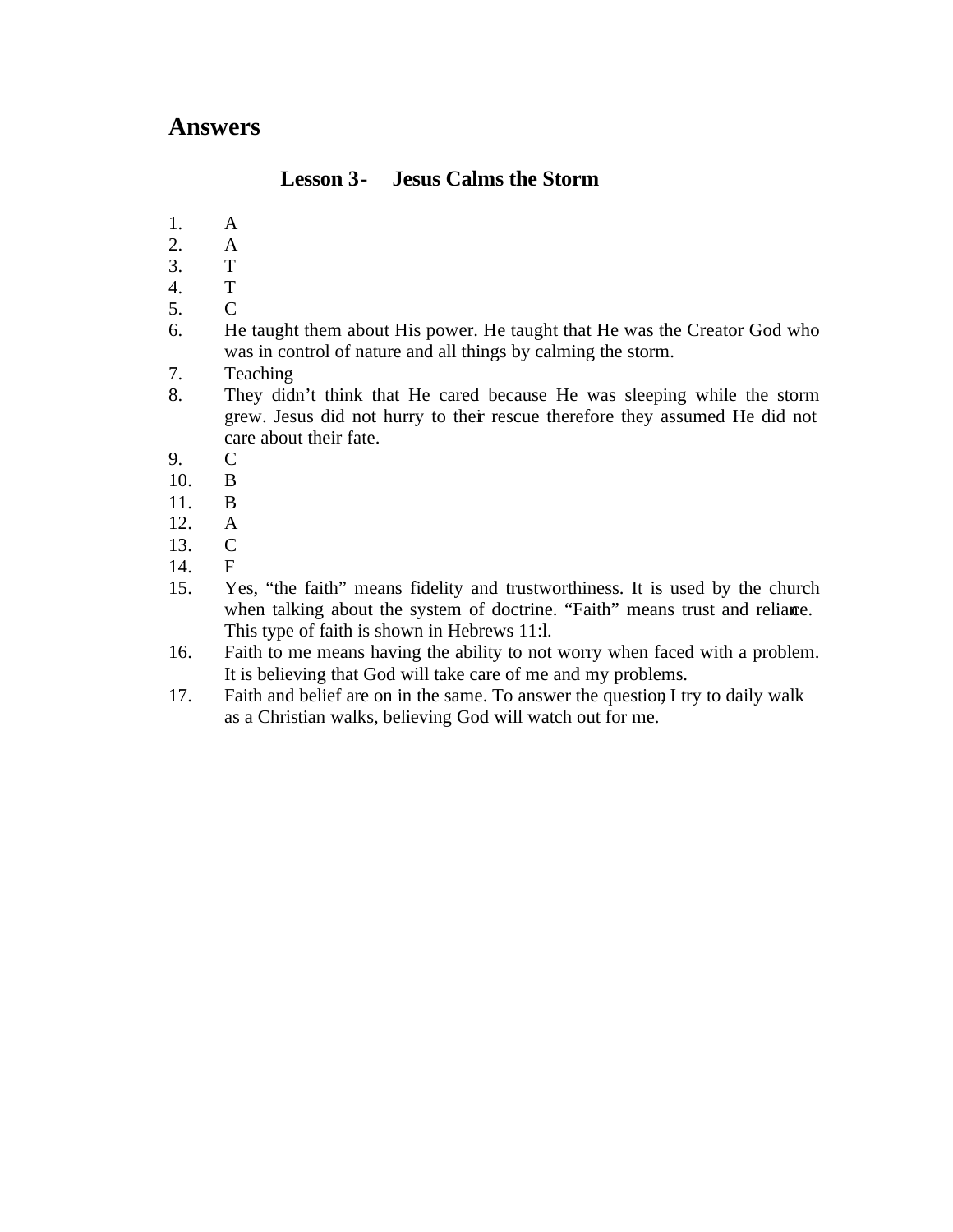# Answers

## Lesson 3 - Jesus Calms the Storm

1. A
2. A
3. T
4. T
5. C
6. He taught them about His power. He taught that He was the Creator God who was in control of nature and all things by calming the storm.
7. Teaching
8. They didn't think that He cared because He was sleeping while the storm grew. Jesus did not hurry to their rescue therefore they assumed He did not care about their fate.
9. C
10. B
11. B
12. A
13. C
14. F
15. Yes, "the faith" means fidelity and trustworthiness. It is used by the church when talking about the system of doctrine. "Faith" means trust and reliance. This type of faith is shown in Hebrews 11:l.
16. Faith to me means having the ability to not worry when faced with a problem. It is believing that God will take care of me and my problems.
17. Faith and belief are on in the same. To answer the question, I try to daily walk as a Christian walks, believing God will watch out for me.